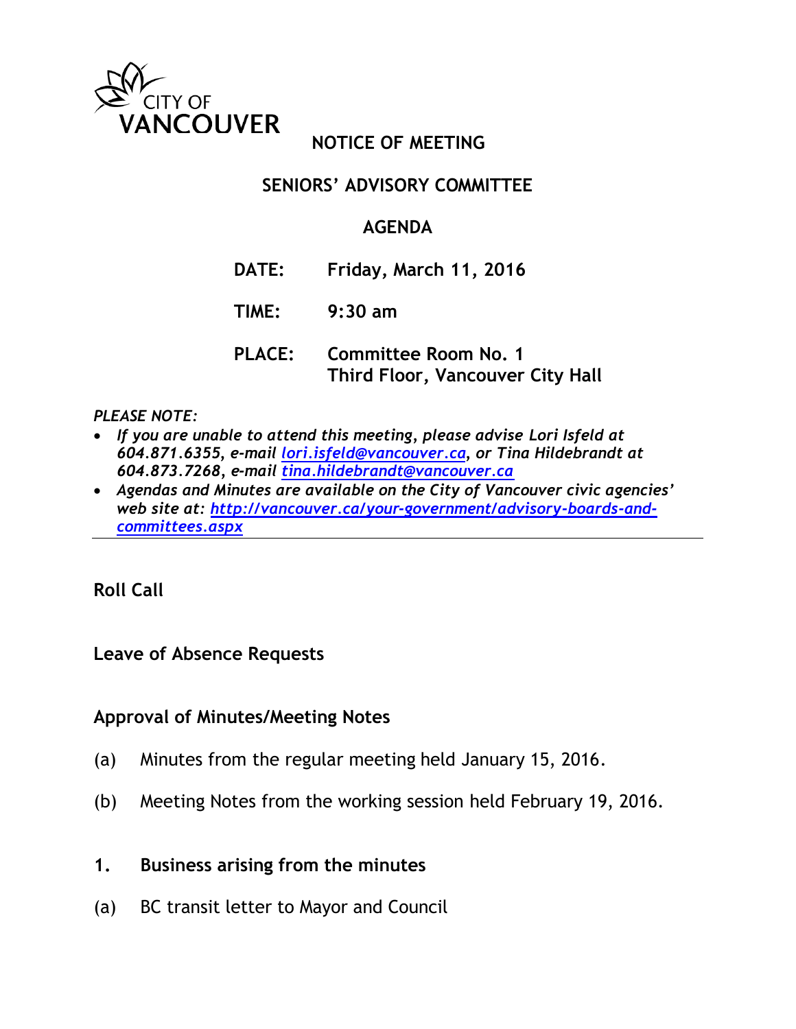CITY OF VANCOUVER

# NOTICE OF MEETING

## SENIORS' ADVISORY COMMITTEE

## AGENDA

**DATE:** Friday, March 11, 2016

**TIME:** 9:30 am

**PLACE:** Committee Room No. 1
Third Floor, Vancouver City Hall

*PLEASE NOTE:*

- ***If you are unable to attend this meeting, please advise Lori Isfeld at 604.871.6355, e-mail [lori.isfeld@vancouver.ca](mailto:lori.isfeld@vancouver.ca), or Tina Hildebrandt at 604.873.7268, e-mail [tina.hildebrandt@vancouver.ca](mailto:tina.hildebrandt@vancouver.ca)***
- ***Agendas and Minutes are available on the City of Vancouver civic agencies' web site at: [http://vancouver.ca/your-government/advisory-boards-and-committees.aspx](http://vancouver.ca/your-government/advisory-boards-and-committees.aspx)***

---

**Roll Call**

**Leave of Absence Requests**

**Approval of Minutes/Meeting Notes**

(a) Minutes from the regular meeting held January 15, 2016.

(b) Meeting Notes from the working session held February 19, 2016.

**1. Business arising from the minutes**

(a) BC transit letter to Mayor and Council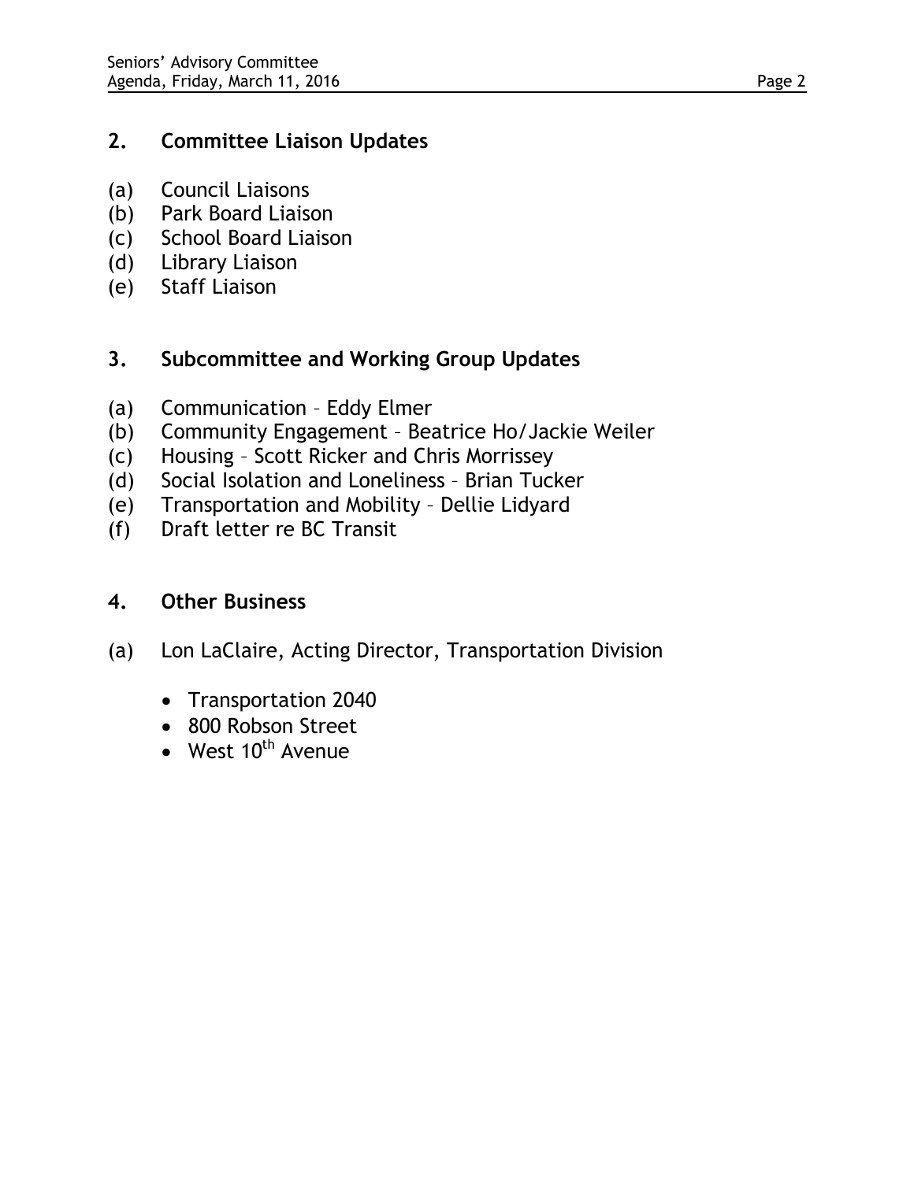## 2. Committee Liaison Updates

(a) Council Liaisons
(b) Park Board Liaison
(c) School Board Liaison
(d) Library Liaison
(e) Staff Liaison

## 3. Subcommittee and Working Group Updates

(a) Communication – Eddy Elmer
(b) Community Engagement – Beatrice Ho/Jackie Weiler
(c) Housing – Scott Ricker and Chris Morrissey
(d) Social Isolation and Loneliness – Brian Tucker
(e) Transportation and Mobility – Dellie Lidyard
(f) Draft letter re BC Transit

## 4. Other Business

(a) Lon LaClaire, Acting Director, Transportation Division

- Transportation 2040
- 800 Robson Street
- West 10th Avenue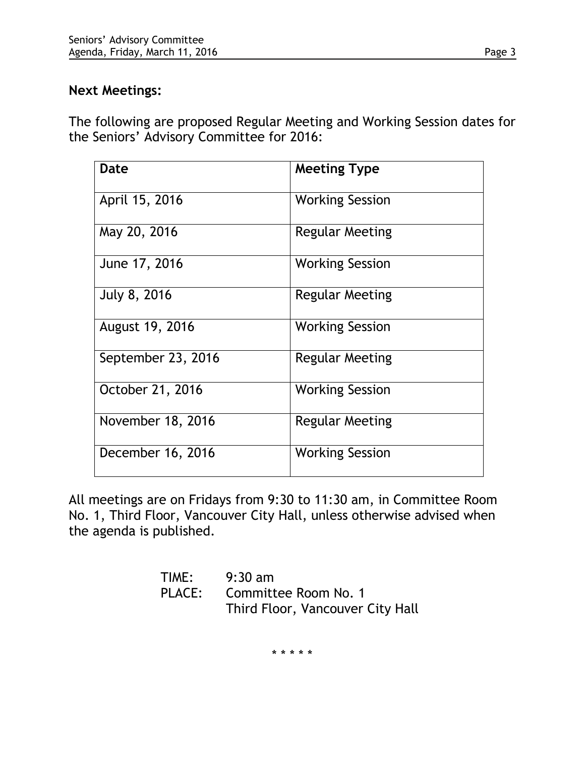**Next Meetings:**

The following are proposed Regular Meeting and Working Session dates for the Seniors' Advisory Committee for 2016:

| Date | Meeting Type |
|---|---|
| April 15, 2016 | Working Session |
| May 20, 2016 | Regular Meeting |
| June 17, 2016 | Working Session |
| July 8, 2016 | Regular Meeting |
| August 19, 2016 | Working Session |
| September 23, 2016 | Regular Meeting |
| October 21, 2016 | Working Session |
| November 18, 2016 | Regular Meeting |
| December 16, 2016 | Working Session |

All meetings are on Fridays from 9:30 to 11:30 am, in Committee Room No. 1, Third Floor, Vancouver City Hall, unless otherwise advised when the agenda is published.

TIME: 9:30 am
PLACE: Committee Room No. 1
Third Floor, Vancouver City Hall

\* \* \* \* \*